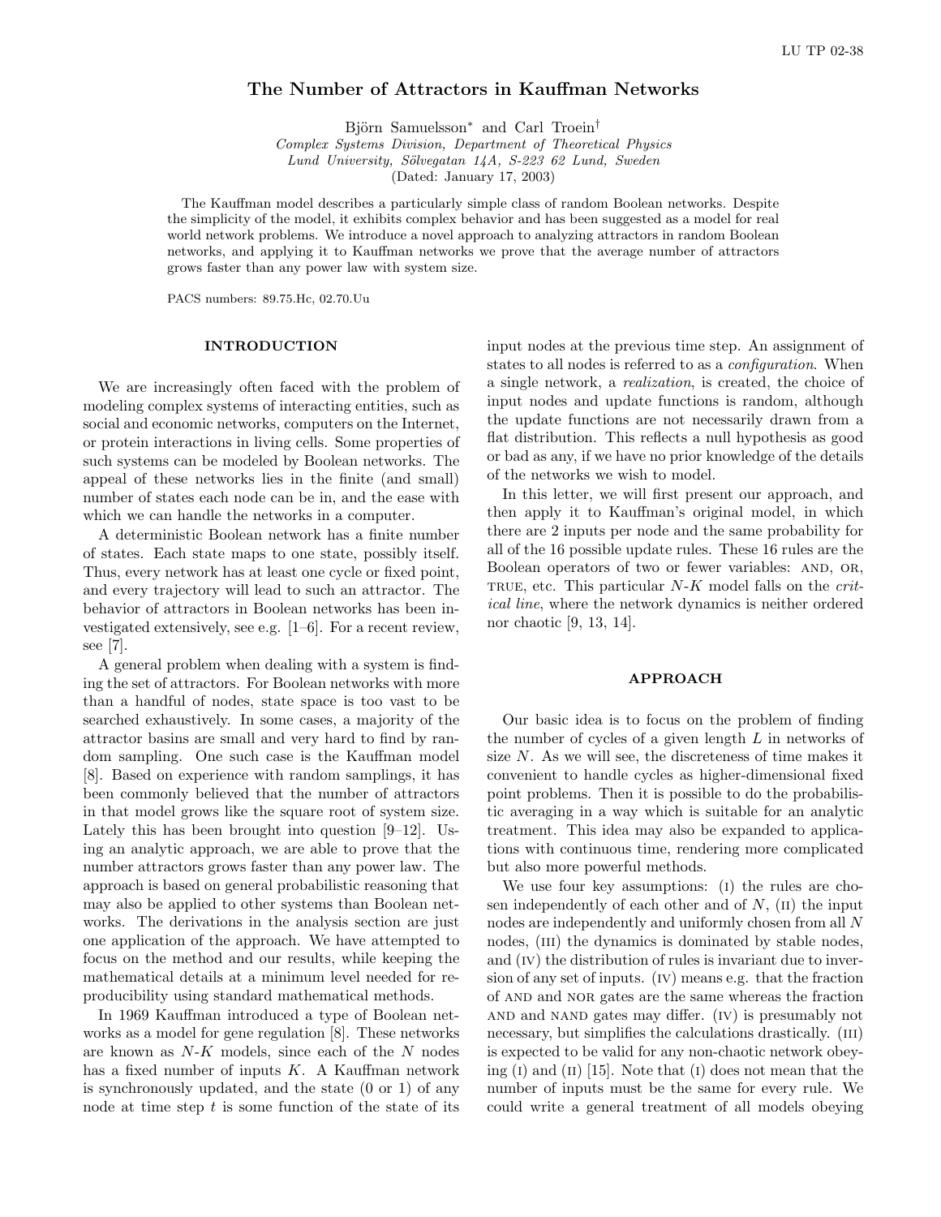# The Number of Attractors in Kauffman Networks

Björn Samuelsson* and Carl Troein†

*Complex Systems Division, Department of Theoretical Physics*
*Lund University, Sölvegatan 14A, S-223 62 Lund, Sweden*
(Dated: January 17, 2003)

The Kauffman model describes a particularly simple class of random Boolean networks. Despite the simplicity of the model, it exhibits complex behavior and has been suggested as a model for real world network problems. We introduce a novel approach to analyzing attractors in random Boolean networks, and applying it to Kauffman networks we prove that the average number of attractors grows faster than any power law with system size.

PACS numbers: 89.75.Hc, 02.70.Uu

## INTRODUCTION

We are increasingly often faced with the problem of modeling complex systems of interacting entities, such as social and economic networks, computers on the Internet, or protein interactions in living cells. Some properties of such systems can be modeled by Boolean networks. The appeal of these networks lies in the finite (and small) number of states each node can be in, and the ease with which we can handle the networks in a computer.

A deterministic Boolean network has a finite number of states. Each state maps to one state, possibly itself. Thus, every network has at least one cycle or fixed point, and every trajectory will lead to such an attractor. The behavior of attractors in Boolean networks has been investigated extensively, see e.g. [1–6]. For a recent review, see [7].

A general problem when dealing with a system is finding the set of attractors. For Boolean networks with more than a handful of nodes, state space is too vast to be searched exhaustively. In some cases, a majority of the attractor basins are small and very hard to find by random sampling. One such case is the Kauffman model [8]. Based on experience with random samplings, it has been commonly believed that the number of attractors in that model grows like the square root of system size. Lately this has been brought into question [9–12]. Using an analytic approach, we are able to prove that the number attractors grows faster than any power law. The approach is based on general probabilistic reasoning that may also be applied to other systems than Boolean networks. The derivations in the analysis section are just one application of the approach. We have attempted to focus on the method and our results, while keeping the mathematical details at a minimum level needed for reproducibility using standard mathematical methods.

In 1969 Kauffman introduced a type of Boolean networks as a model for gene regulation [8]. These networks are known as $N$-$K$ models, since each of the $N$ nodes has a fixed number of inputs $K$. A Kauffman network is synchronously updated, and the state (0 or 1) of any node at time step $t$ is some function of the state of its input nodes at the previous time step. An assignment of states to all nodes is referred to as a *configuration*. When a single network, a *realization*, is created, the choice of input nodes and update functions is random, although the update functions are not necessarily drawn from a flat distribution. This reflects a null hypothesis as good or bad as any, if we have no prior knowledge of the details of the networks we wish to model.

In this letter, we will first present our approach, and then apply it to Kauffman's original model, in which there are 2 inputs per node and the same probability for all of the 16 possible update rules. These 16 rules are the Boolean operators of two or fewer variables: AND, OR, TRUE, etc. This particular $N$-$K$ model falls on the *critical line*, where the network dynamics is neither ordered nor chaotic [9, 13, 14].

## APPROACH

Our basic idea is to focus on the problem of finding the number of cycles of a given length $L$ in networks of size $N$. As we will see, the discreteness of time makes it convenient to handle cycles as higher-dimensional fixed point problems. Then it is possible to do the probabilistic averaging in a way which is suitable for an analytic treatment. This idea may also be expanded to applications with continuous time, rendering more complicated but also more powerful methods.

We use four key assumptions: (I) the rules are chosen independently of each other and of $N$, (II) the input nodes are independently and uniformly chosen from all $N$ nodes, (III) the dynamics is dominated by stable nodes, and (IV) the distribution of rules is invariant due to inversion of any set of inputs. (IV) means e.g. that the fraction of AND and NOR gates are the same whereas the fraction AND and NAND gates may differ. (IV) is presumably not necessary, but simplifies the calculations drastically. (III) is expected to be valid for any non-chaotic network obeying (I) and (II) [15]. Note that (I) does not mean that the number of inputs must be the same for every rule. We could write a general treatment of all models obeying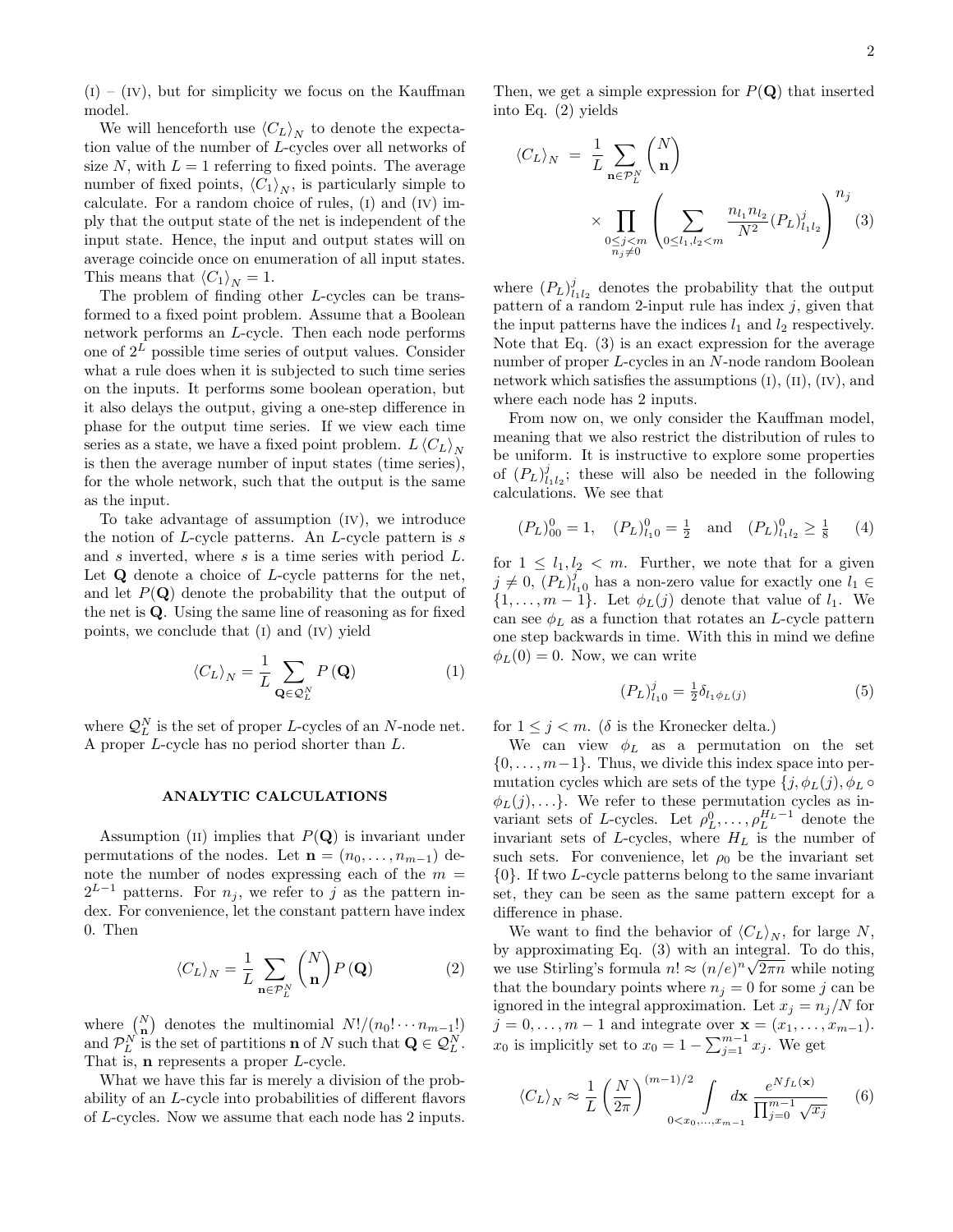(I) – (IV), but for simplicity we focus on the Kauffman model.

We will henceforth use $\langle C_L \rangle_N$ to denote the expectation value of the number of $L$-cycles over all networks of size $N$, with $L = 1$ referring to fixed points. The average number of fixed points, $\langle C_1 \rangle_N$, is particularly simple to calculate. For a random choice of rules, (I) and (IV) imply that the output state of the net is independent of the input state. Hence, the input and output states will on average coincide once on enumeration of all input states. This means that $\langle C_1 \rangle_N = 1$.

The problem of finding other $L$-cycles can be transformed to a fixed point problem. Assume that a Boolean network performs an $L$-cycle. Then each node performs one of $2^L$ possible time series of output values. Consider what a rule does when it is subjected to such time series on the inputs. It performs some boolean operation, but it also delays the output, giving a one-step difference in phase for the output time series. If we view each time series as a state, we have a fixed point problem. $L \langle C_L \rangle_N$ is then the average number of input states (time series), for the whole network, such that the output is the same as the input.

To take advantage of assumption (IV), we introduce the notion of $L$-cycle patterns. An $L$-cycle pattern is $s$ and $s$ inverted, where $s$ is a time series with period $L$. Let $\mathbf{Q}$ denote a choice of $L$-cycle patterns for the net, and let $P(\mathbf{Q})$ denote the probability that the output of the net is $\mathbf{Q}$. Using the same line of reasoning as for fixed points, we conclude that (I) and (IV) yield

$$\langle C_L \rangle_N = \frac{1}{L} \sum_{\mathbf{Q} \in \mathcal{Q}_L^N} P(\mathbf{Q}) \tag{1}$$

where $\mathcal{Q}_L^N$ is the set of proper $L$-cycles of an $N$-node net. A proper $L$-cycle has no period shorter than $L$.

## ANALYTIC CALCULATIONS

Assumption (II) implies that $P(\mathbf{Q})$ is invariant under permutations of the nodes. Let $\mathbf{n} = (n_0, \ldots, n_{m-1})$ denote the number of nodes expressing each of the $m = 2^{L-1}$ patterns. For $n_j$, we refer to $j$ as the pattern index. For convenience, let the constant pattern have index 0. Then

$$\langle C_L \rangle_N = \frac{1}{L} \sum_{\mathbf{n} \in \mathcal{P}_L^N} \binom{N}{\mathbf{n}} P(\mathbf{Q}) \tag{2}$$

where $\binom{N}{\mathbf{n}}$ denotes the multinomial $N!/(n_0! \cdots n_{m-1}!)$ and $\mathcal{P}_L^N$ is the set of partitions $\mathbf{n}$ of $N$ such that $\mathbf{Q} \in \mathcal{Q}_L^N$. That is, $\mathbf{n}$ represents a proper $L$-cycle.

What we have this far is merely a division of the probability of an $L$-cycle into probabilities of different flavors of $L$-cycles. Now we assume that each node has 2 inputs. Then, we get a simple expression for $P(\mathbf{Q})$ that inserted into Eq. (2) yields

$$\langle C_L \rangle_N = \frac{1}{L} \sum_{\mathbf{n} \in \mathcal{P}_L^N} \binom{N}{\mathbf{n}} \times \prod_{\substack{0 \le j < m \\ n_j \neq 0}} \left( \sum_{0 \le l_1, l_2 < m} \frac{n_{l_1} n_{l_2}}{N^2} (P_L)^j_{l_1 l_2} \right)^{n_j} \tag{3}$$

where $(P_L)^j_{l_1 l_2}$ denotes the probability that the output pattern of a random 2-input rule has index $j$, given that the input patterns have the indices $l_1$ and $l_2$ respectively. Note that Eq. (3) is an exact expression for the average number of proper $L$-cycles in an $N$-node random Boolean network which satisfies the assumptions (I), (II), (IV), and where each node has 2 inputs.

From now on, we only consider the Kauffman model, meaning that we also restrict the distribution of rules to be uniform. It is instructive to explore some properties of $(P_L)^j_{l_1 l_2}$; these will also be needed in the following calculations. We see that

$$(P_L)^0_{00} = 1, \quad (P_L)^0_{l_1 0} = \tfrac{1}{2} \quad \text{and} \quad (P_L)^0_{l_1 l_2} \ge \tfrac{1}{8} \tag{4}$$

for $1 \le l_1, l_2 < m$. Further, we note that for a given $j \neq 0$, $(P_L)^j_{l_1 0}$ has a non-zero value for exactly one $l_1 \in \{1, \ldots, m-1\}$. Let $\phi_L(j)$ denote that value of $l_1$. We can see $\phi_L$ as a function that rotates an $L$-cycle pattern one step backwards in time. With this in mind we define $\phi_L(0) = 0$. Now, we can write

$$(P_L)^j_{l_1 0} = \tfrac{1}{2} \delta_{l_1 \phi_L(j)} \tag{5}$$

for $1 \le j < m$. ($\delta$ is the Kronecker delta.)

We can view $\phi_L$ as a permutation on the set $\{0, \ldots, m-1\}$. Thus, we divide this index space into permutation cycles which are sets of the type $\{j, \phi_L(j), \phi_L \circ \phi_L(j), \ldots\}$. We refer to these permutation cycles as invariant sets of $L$-cycles. Let $\rho_L^0, \ldots, \rho_L^{H_L - 1}$ denote the invariant sets of $L$-cycles, where $H_L$ is the number of such sets. For convenience, let $\rho_0$ be the invariant set $\{0\}$. If two $L$-cycle patterns belong to the same invariant set, they can be seen as the same pattern except for a difference in phase.

We want to find the behavior of $\langle C_L \rangle_N$, for large $N$, by approximating Eq. (3) with an integral. To do this, we use Stirling's formula $n! \approx (n/e)^n \sqrt{2\pi n}$ while noting that the boundary points where $n_j = 0$ for some $j$ can be ignored in the integral approximation. Let $x_j = n_j / N$ for $j = 0, \ldots, m-1$ and integrate over $\mathbf{x} = (x_1, \ldots, x_{m-1})$. $x_0$ is implicitly set to $x_0 = 1 - \sum_{j=1}^{m-1} x_j$. We get

$$\langle C_L \rangle_N \approx \frac{1}{L} \left( \frac{N}{2\pi} \right)^{(m-1)/2} \int_{0 < x_0, \ldots, x_{m-1}} d\mathbf{x} \, \frac{e^{N f_L(\mathbf{x})}}{\prod_{j=0}^{m-1} \sqrt{x_j}} \tag{6}$$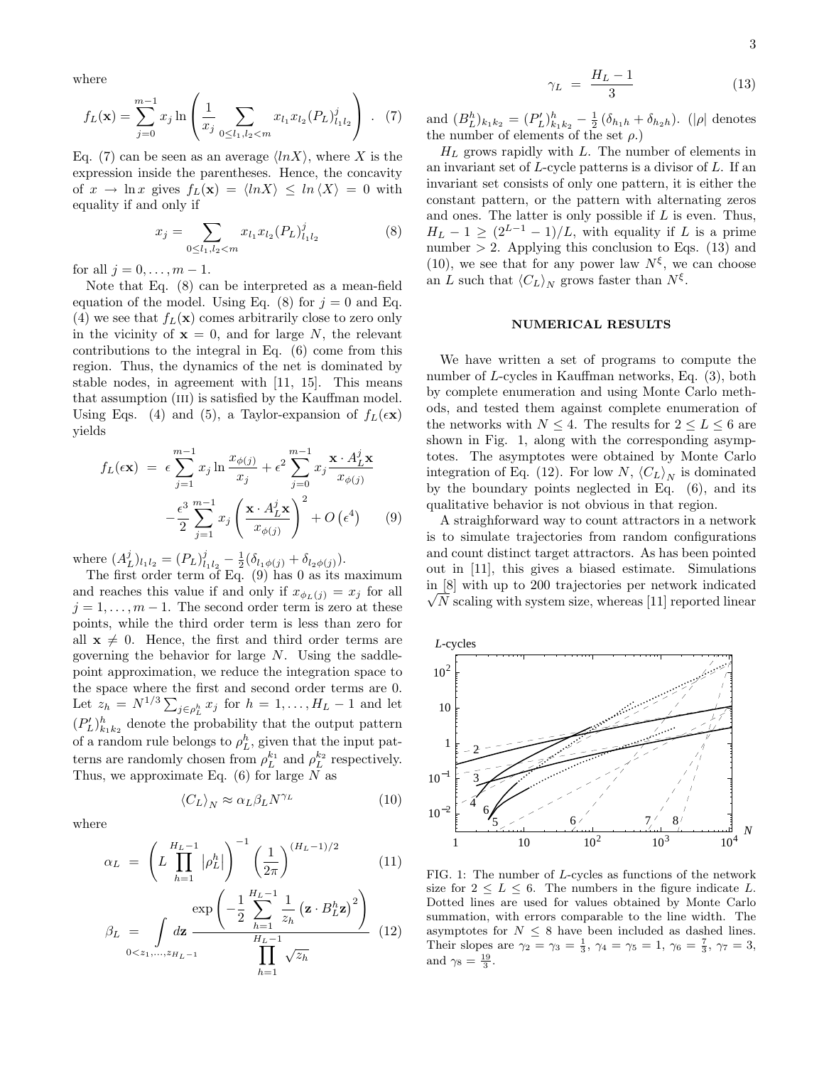where

$$f_L(\mathbf{x}) = \sum_{j=0}^{m-1} x_j \ln \left( \frac{1}{x_j} \sum_{0\le l_1,l_2<m} x_{l_1} x_{l_2} (P_L)^j_{l_1 l_2} \right) . \quad (7)$$

Eq. (7) can be seen as an average $\langle lnX\rangle$, where $X$ is the expression inside the parentheses. Hence, the concavity of $x \to \ln x$ gives $f_L(\mathbf{x}) = \langle lnX\rangle \le ln\langle X\rangle = 0$ with equality if and only if

$$x_j = \sum_{0\le l_1,l_2<m} x_{l_1} x_{l_2} (P_L)^j_{l_1 l_2} \quad (8)$$

for all $j = 0, \ldots, m-1$.

Note that Eq. (8) can be interpreted as a mean-field equation of the model. Using Eq. (8) for $j = 0$ and Eq. (4) we see that $f_L(\mathbf{x})$ comes arbitrarily close to zero only in the vicinity of $\mathbf{x} = 0$, and for large $N$, the relevant contributions to the integral in Eq. (6) come from this region. Thus, the dynamics of the net is dominated by stable nodes, in agreement with [11, 15]. This means that assumption (III) is satisfied by the Kauffman model. Using Eqs. (4) and (5), a Taylor-expansion of $f_L(\epsilon\mathbf{x})$ yields

$$\begin{aligned} f_L(\epsilon\mathbf{x}) &= \epsilon\sum_{j=1}^{m-1} x_j \ln\frac{x_{\phi(j)}}{x_j} + \epsilon^2 \sum_{j=0}^{m-1} x_j \frac{\mathbf{x}\cdot A^j_L\mathbf{x}}{x_{\phi(j)}} \\ &\quad -\frac{\epsilon^3}{2}\sum_{j=1}^{m-1} x_j \left(\frac{\mathbf{x}\cdot A^j_L\mathbf{x}}{x_{\phi(j)}}\right)^2 + O\left(\epsilon^4\right) \end{aligned} \quad (9)$$

where $(A^j_L)_{l_1 l_2} = (P_L)^j_{l_1 l_2} - \frac{1}{2}(\delta_{l_1\phi(j)} + \delta_{l_2\phi(j)})$.

The first order term of Eq. (9) has 0 as its maximum and reaches this value if and only if $x_{\phi_L(j)} = x_j$ for all $j = 1, \ldots, m-1$. The second order term is zero at these points, while the third order term is less than zero for all $\mathbf{x} \neq 0$. Hence, the first and third order terms are governing the behavior for large $N$. Using the saddle-point approximation, we reduce the integration space to the space where the first and second order terms are 0. Let $z_h = N^{1/3}\sum_{j\in\rho^h_L} x_j$ for $h = 1, \ldots, H_L - 1$ and let $(P'_L)^h_{k_1k_2}$ denote the probability that the output pattern of a random rule belongs to $\rho^h_L$, given that the input patterns are randomly chosen from $\rho^{k_1}_L$ and $\rho^{k_2}_L$ respectively. Thus, we approximate Eq. (6) for large $N$ as

$$\langle C_L\rangle_N \approx \alpha_L\beta_L N^{\gamma_L} \quad (10)$$

where

$$\alpha_L = \left(L\prod_{h=1}^{H_L-1}\left|\rho^h_L\right|\right)^{-1}\left(\frac{1}{2\pi}\right)^{(H_L-1)/2} \quad (11)$$

$$\beta_L = \int\limits_{0<z_1,\ldots,z_{H_L-1}} d\mathbf{z}\, \frac{\exp\left(-\frac{1}{2}\sum_{h=1}^{H_L-1}\frac{1}{z_h}\left(\mathbf{z}\cdot B^h_L\mathbf{z}\right)^2\right)}{\prod_{h=1}^{H_L-1}\sqrt{z_h}} \quad (12)$$

$$\gamma_L = \frac{H_L-1}{3} \quad (13)$$

and $(B^h_L)_{k_1k_2} = (P'_L)^h_{k_1k_2} - \frac{1}{2}(\delta_{h_1h} + \delta_{h_2h})$. ($|\rho|$ denotes the number of elements of the set $\rho$.)

$H_L$ grows rapidly with $L$. The number of elements in an invariant set of $L$-cycle patterns is a divisor of $L$. If an invariant set consists of only one pattern, it is either the constant pattern, or the pattern with alternating zeros and ones. The latter is only possible if $L$ is even. Thus, $H_L - 1 \ge (2^{L-1}-1)/L$, with equality if $L$ is a prime number $> 2$. Applying this conclusion to Eqs. (13) and (10), we see that for any power law $N^\xi$, we can choose an $L$ such that $\langle C_L\rangle_N$ grows faster than $N^\xi$.

## NUMERICAL RESULTS

We have written a set of programs to compute the number of $L$-cycles in Kauffman networks, Eq. (3), both by complete enumeration and using Monte Carlo methods, and tested them against complete enumeration of the networks with $N \le 4$. The results for $2 \le L \le 6$ are shown in Fig. 1, along with the corresponding asymptotes. The asymptotes were obtained by Monte Carlo integration of Eq. (12). For low $N$, $\langle C_L\rangle_N$ is dominated by the boundary points neglected in Eq. (6), and its qualitative behavior is not obvious in that region.

A straighforward way to count attractors in a network is to simulate trajectories from random configurations and count distinct target attractors. As has been pointed out in [11], this gives a biased estimate. Simulations in [8] with up to 200 trajectories per network indicated $\sqrt{N}$ scaling with system size, whereas [11] reported linear

FIG. 1: The number of $L$-cycles as functions of the network size for $2 \le L \le 6$. The numbers in the figure indicate $L$. Dotted lines are used for values obtained by Monte Carlo summation, with errors comparable to the line width. The asymptotes for $N \le 8$ have been included as dashed lines. Their slopes are $\gamma_2 = \gamma_3 = \frac{1}{3}$, $\gamma_4 = \gamma_5 = 1$, $\gamma_6 = \frac{7}{3}$, $\gamma_7 = 3$, and $\gamma_8 = \frac{19}{3}$.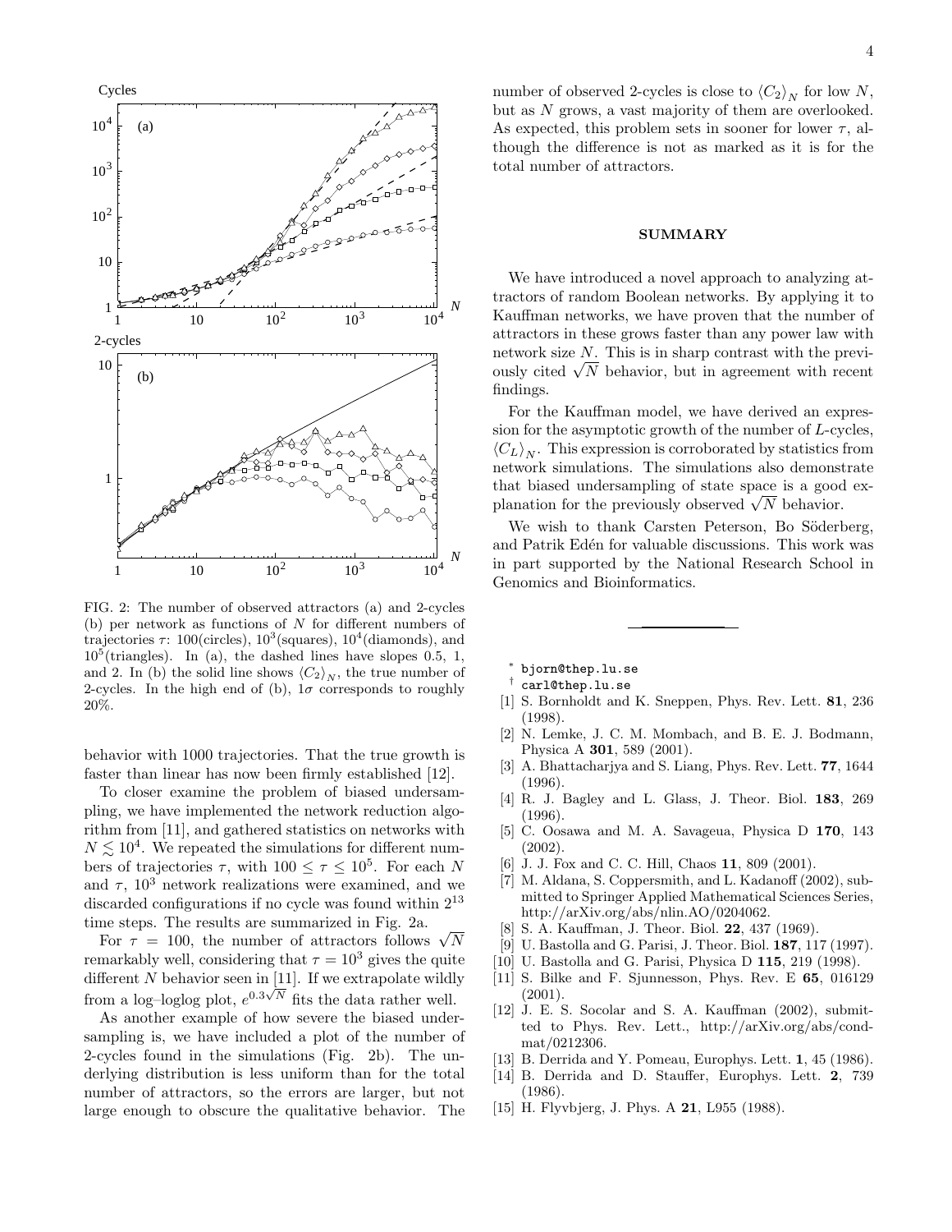Cycles

(a)

$10^4$

$10^3$

$10^2$

10

1

1 10 $10^2$ $10^3$ $10^4$ $N$

2-cycles

10

(b)

1

1 10 $10^2$ $10^3$ $10^4$ $N$

FIG. 2: The number of observed attractors (a) and 2-cycles (b) per network as functions of $N$ for different numbers of trajectories $\tau$: 100(circles), $10^3$(squares), $10^4$(diamonds), and $10^5$(triangles). In (a), the dashed lines have slopes 0.5, 1, and 2. In (b) the solid line shows $\langle C_2 \rangle_N$, the true number of 2-cycles. In the high end of (b), $1\sigma$ corresponds to roughly 20%.

behavior with 1000 trajectories. That the true growth is faster than linear has now been firmly established [12].

To closer examine the problem of biased undersampling, we have implemented the network reduction algorithm from [11], and gathered statistics on networks with $N \lesssim 10^4$. We repeated the simulations for different numbers of trajectories $\tau$, with $100 \leq \tau \leq 10^5$. For each $N$ and $\tau$, $10^3$ network realizations were examined, and we discarded configurations if no cycle was found within $2^{13}$ time steps. The results are summarized in Fig. 2a.

For $\tau = 100$, the number of attractors follows $\sqrt{N}$ remarkably well, considering that $\tau = 10^3$ gives the quite different $N$ behavior seen in [11]. If we extrapolate wildly from a log–loglog plot, $e^{0.3\sqrt{N}}$ fits the data rather well.

As another example of how severe the biased undersampling is, we have included a plot of the number of 2-cycles found in the simulations (Fig. 2b). The underlying distribution is less uniform than for the total number of attractors, so the errors are larger, but not large enough to obscure the qualitative behavior. The number of observed 2-cycles is close to $\langle C_2 \rangle_N$ for low $N$, but as $N$ grows, a vast majority of them are overlooked. As expected, this problem sets in sooner for lower $\tau$, although the difference is not as marked as it is for the total number of attractors.

## SUMMARY

We have introduced a novel approach to analyzing attractors of random Boolean networks. By applying it to Kauffman networks, we have proven that the number of attractors in these grows faster than any power law with network size $N$. This is in sharp contrast with the previously cited $\sqrt{N}$ behavior, but in agreement with recent findings.

For the Kauffman model, we have derived an expression for the asymptotic growth of the number of $L$-cycles, $\langle C_L \rangle_N$. This expression is corroborated by statistics from network simulations. The simulations also demonstrate that biased undersampling of state space is a good explanation for the previously observed $\sqrt{N}$ behavior.

We wish to thank Carsten Peterson, Bo Söderberg, and Patrik Edén for valuable discussions. This work was in part supported by the National Research School in Genomics and Bioinformatics.

---

* bjorn@thep.lu.se

† carl@thep.lu.se

[1] S. Bornholdt and K. Sneppen, Phys. Rev. Lett. **81**, 236 (1998).

[2] N. Lemke, J. C. M. Mombach, and B. E. J. Bodmann, Physica A **301**, 589 (2001).

[3] A. Bhattacharjya and S. Liang, Phys. Rev. Lett. **77**, 1644 (1996).

[4] R. J. Bagley and L. Glass, J. Theor. Biol. **183**, 269 (1996).

[5] C. Oosawa and M. A. Savageua, Physica D **170**, 143 (2002).

[6] J. J. Fox and C. C. Hill, Chaos **11**, 809 (2001).

[7] M. Aldana, S. Coppersmith, and L. Kadanoff (2002), submitted to Springer Applied Mathematical Sciences Series, http://arXiv.org/abs/nlin.AO/0204062.

[8] S. A. Kauffman, J. Theor. Biol. **22**, 437 (1969).

[9] U. Bastolla and G. Parisi, J. Theor. Biol. **187**, 117 (1997).

[10] U. Bastolla and G. Parisi, Physica D **115**, 219 (1998).

[11] S. Bilke and F. Sjunnesson, Phys. Rev. E **65**, 016129 (2001).

[12] J. E. S. Socolar and S. A. Kauffman (2002), submitted to Phys. Rev. Lett., http://arXiv.org/abs/cond-mat/0212306.

[13] B. Derrida and Y. Pomeau, Europhys. Lett. **1**, 45 (1986).

[14] B. Derrida and D. Stauffer, Europhys. Lett. **2**, 739 (1986).

[15] H. Flyvbjerg, J. Phys. A **21**, L955 (1988).